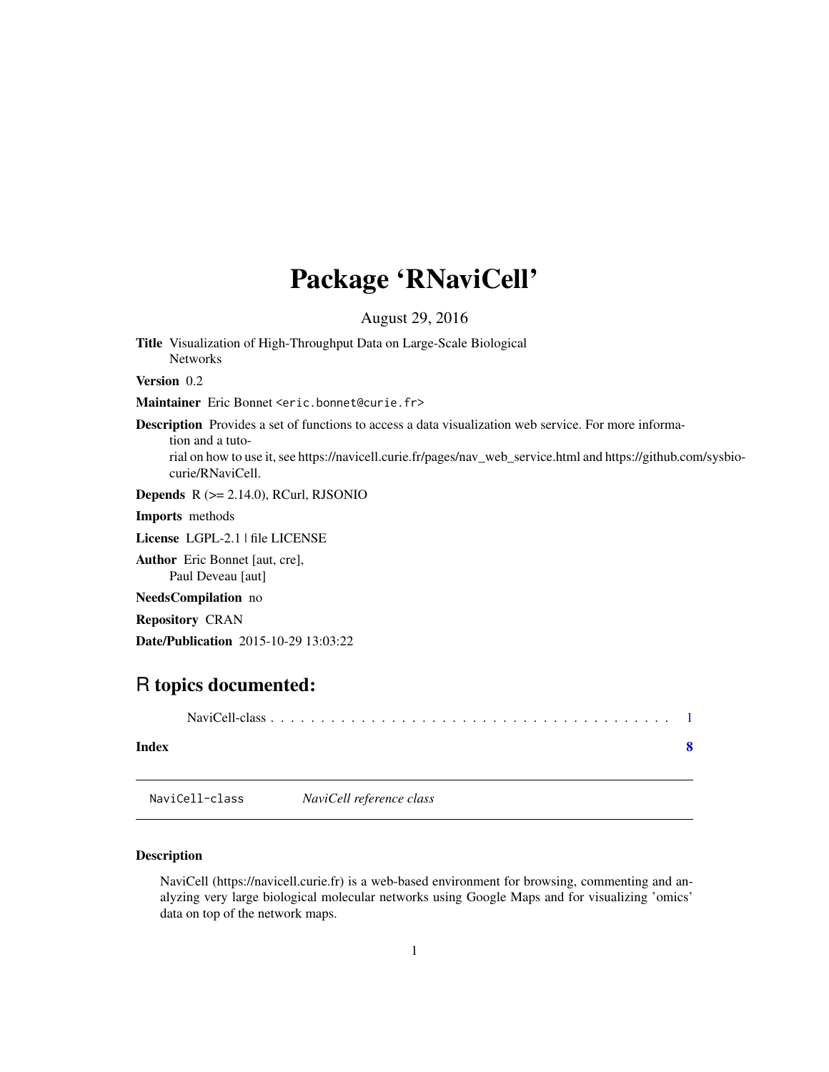# Package 'RNaviCell'

August 29, 2016

**Title** Visualization of High-Throughput Data on Large-Scale Biological Networks

**Version** 0.2

**Maintainer** Eric Bonnet <eric.bonnet@curie.fr>

**Description** Provides a set of functions to access a data visualization web service. For more information and a tutorial on how to use it, see https://navicell.curie.fr/pages/nav_web_service.html and https://github.com/sysbio-curie/RNaviCell.

**Depends** R (>= 2.14.0), RCurl, RJSONIO

**Imports** methods

**License** LGPL-2.1 | file LICENSE

**Author** Eric Bonnet [aut, cre], Paul Deveau [aut]

**NeedsCompilation** no

**Repository** CRAN

**Date/Publication** 2015-10-29 13:03:22

## R topics documented:

NaviCell-class . . . . . . . . . . . . . . . . . . . . . . . . . . . . . . . . . . . . . . . . 1

**Index** **8**

---

NaviCell-class *NaviCell reference class*

---

### Description

NaviCell (https://navicell.curie.fr) is a web-based environment for browsing, commenting and analyzing very large biological molecular networks using Google Maps and for visualizing 'omics' data on top of the network maps.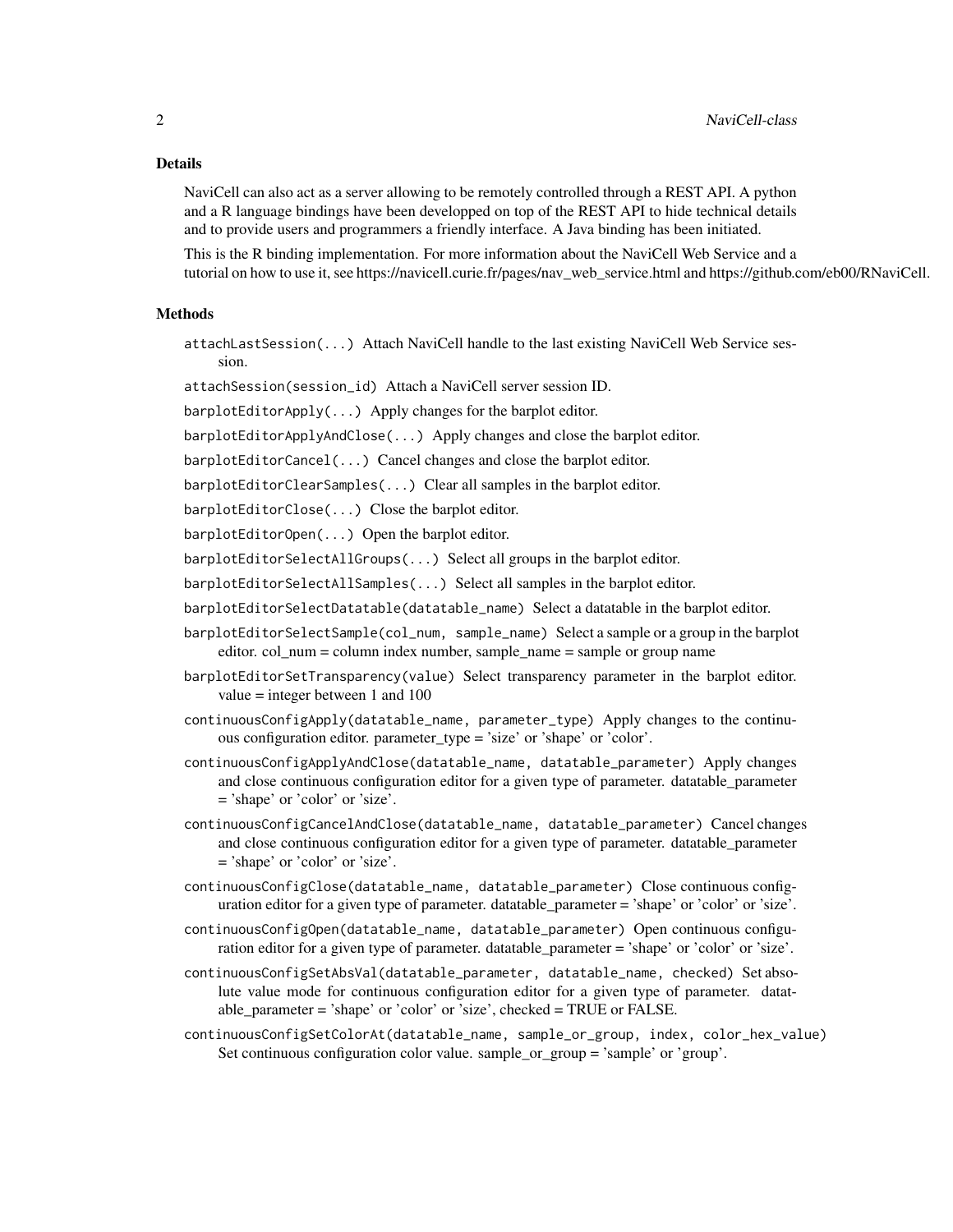## Details

NaviCell can also act as a server allowing to be remotely controlled through a REST API. A python and a R language bindings have been developped on top of the REST API to hide technical details and to provide users and programmers a friendly interface. A Java binding has been initiated.

This is the R binding implementation. For more information about the NaviCell Web Service and a tutorial on how to use it, see https://navicell.curie.fr/pages/nav_web_service.html and https://github.com/eb00/RNaviCell.

## Methods

`attachLastSession(...)` Attach NaviCell handle to the last existing NaviCell Web Service session.

`attachSession(session_id)` Attach a NaviCell server session ID.

`barplotEditorApply(...)` Apply changes for the barplot editor.

`barplotEditorApplyAndClose(...)` Apply changes and close the barplot editor.

`barplotEditorCancel(...)` Cancel changes and close the barplot editor.

`barplotEditorClearSamples(...)` Clear all samples in the barplot editor.

`barplotEditorClose(...)` Close the barplot editor.

`barplotEditorOpen(...)` Open the barplot editor.

`barplotEditorSelectAllGroups(...)` Select all groups in the barplot editor.

`barplotEditorSelectAllSamples(...)` Select all samples in the barplot editor.

`barplotEditorSelectDatatable(datatable_name)` Select a datatable in the barplot editor.

`barplotEditorSelectSample(col_num, sample_name)` Select a sample or a group in the barplot editor. col_num = column index number, sample_name = sample or group name

`barplotEditorSetTransparency(value)` Select transparency parameter in the barplot editor. value = integer between 1 and 100

`continuousConfigApply(datatable_name, parameter_type)` Apply changes to the continuous configuration editor. parameter_type = 'size' or 'shape' or 'color'.

`continuousConfigApplyAndClose(datatable_name, datatable_parameter)` Apply changes and close continuous configuration editor for a given type of parameter. datatable_parameter = 'shape' or 'color' or 'size'.

`continuousConfigCancelAndClose(datatable_name, datatable_parameter)` Cancel changes and close continuous configuration editor for a given type of parameter. datatable_parameter = 'shape' or 'color' or 'size'.

`continuousConfigClose(datatable_name, datatable_parameter)` Close continuous configuration editor for a given type of parameter. datatable_parameter = 'shape' or 'color' or 'size'.

`continuousConfigOpen(datatable_name, datatable_parameter)` Open continuous configuration editor for a given type of parameter. datatable_parameter = 'shape' or 'color' or 'size'.

`continuousConfigSetAbsVal(datatable_parameter, datatable_name, checked)` Set absolute value mode for continuous configuration editor for a given type of parameter. datatable_parameter = 'shape' or 'color' or 'size', checked = TRUE or FALSE.

`continuousConfigSetColorAt(datatable_name, sample_or_group, index, color_hex_value)` Set continuous configuration color value. sample_or_group = 'sample' or 'group'.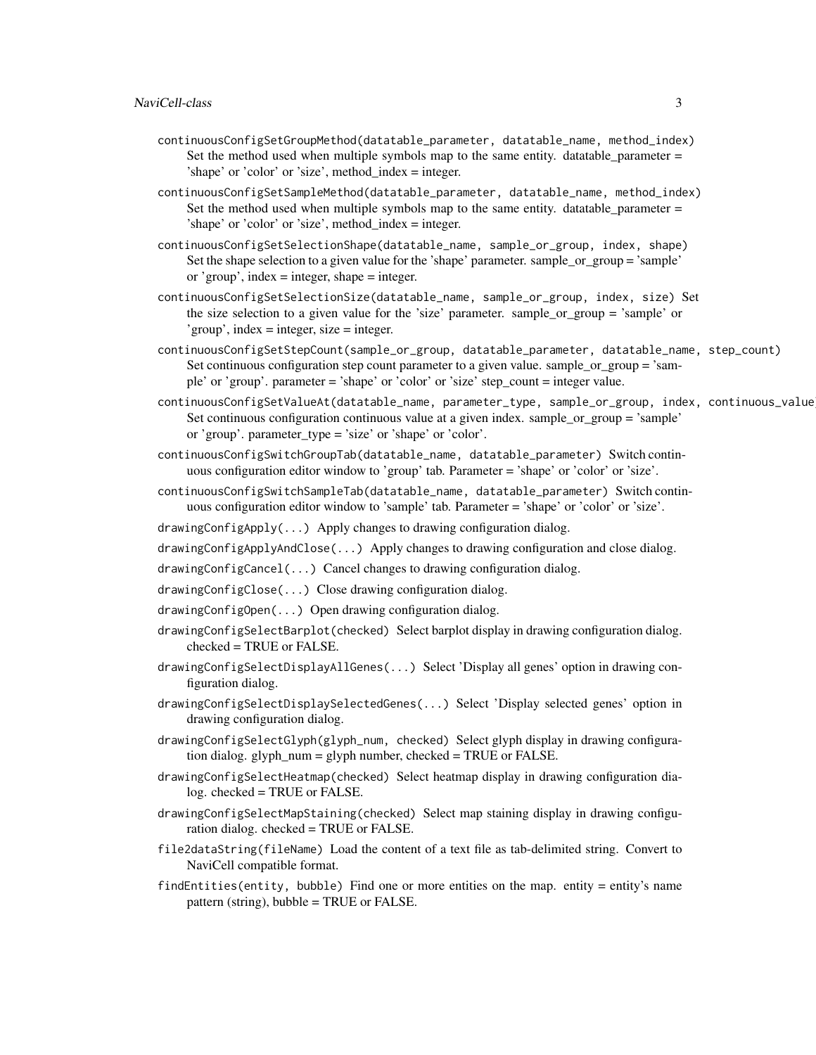`continuousConfigSetGroupMethod(datatable_parameter, datatable_name, method_index)`
: Set the method used when multiple symbols map to the same entity. datatable_parameter = 'shape' or 'color' or 'size', method_index = integer.

`continuousConfigSetSampleMethod(datatable_parameter, datatable_name, method_index)`
: Set the method used when multiple symbols map to the same entity. datatable_parameter = 'shape' or 'color' or 'size', method_index = integer.

`continuousConfigSetSelectionShape(datatable_name, sample_or_group, index, shape)`
: Set the shape selection to a given value for the 'shape' parameter. sample_or_group = 'sample' or 'group', index = integer, shape = integer.

`continuousConfigSetSelectionSize(datatable_name, sample_or_group, index, size)`
: Set the size selection to a given value for the 'size' parameter. sample_or_group = 'sample' or 'group', index = integer, size = integer.

`continuousConfigSetStepCount(sample_or_group, datatable_parameter, datatable_name, step_count)`
: Set continuous configuration step count parameter to a given value. sample_or_group = 'sample' or 'group'. parameter = 'shape' or 'color' or 'size' step_count = integer value.

`continuousConfigSetValueAt(datatable_name, parameter_type, sample_or_group, index, continuous_value`
: Set continuous configuration continuous value at a given index. sample_or_group = 'sample' or 'group'. parameter_type = 'size' or 'shape' or 'color'.

`continuousConfigSwitchGroupTab(datatable_name, datatable_parameter)`
: Switch continuous configuration editor window to 'group' tab. Parameter = 'shape' or 'color' or 'size'.

`continuousConfigSwitchSampleTab(datatable_name, datatable_parameter)`
: Switch continuous configuration editor window to 'sample' tab. Parameter = 'shape' or 'color' or 'size'.

`drawingConfigApply(...)`
: Apply changes to drawing configuration dialog.

`drawingConfigApplyAndClose(...)`
: Apply changes to drawing configuration and close dialog.

`drawingConfigCancel(...)`
: Cancel changes to drawing configuration dialog.

`drawingConfigClose(...)`
: Close drawing configuration dialog.

`drawingConfigOpen(...)`
: Open drawing configuration dialog.

`drawingConfigSelectBarplot(checked)`
: Select barplot display in drawing configuration dialog. checked = TRUE or FALSE.

`drawingConfigSelectDisplayAllGenes(...)`
: Select 'Display all genes' option in drawing configuration dialog.

`drawingConfigSelectDisplaySelectedGenes(...)`
: Select 'Display selected genes' option in drawing configuration dialog.

`drawingConfigSelectGlyph(glyph_num, checked)`
: Select glyph display in drawing configuration dialog. glyph_num = glyph number, checked = TRUE or FALSE.

`drawingConfigSelectHeatmap(checked)`
: Select heatmap display in drawing configuration dialog. checked = TRUE or FALSE.

`drawingConfigSelectMapStaining(checked)`
: Select map staining display in drawing configuration dialog. checked = TRUE or FALSE.

`file2dataString(fileName)`
: Load the content of a text file as tab-delimited string. Convert to NaviCell compatible format.

`findEntities(entity, bubble)`
: Find one or more entities on the map. entity = entity's name pattern (string), bubble = TRUE or FALSE.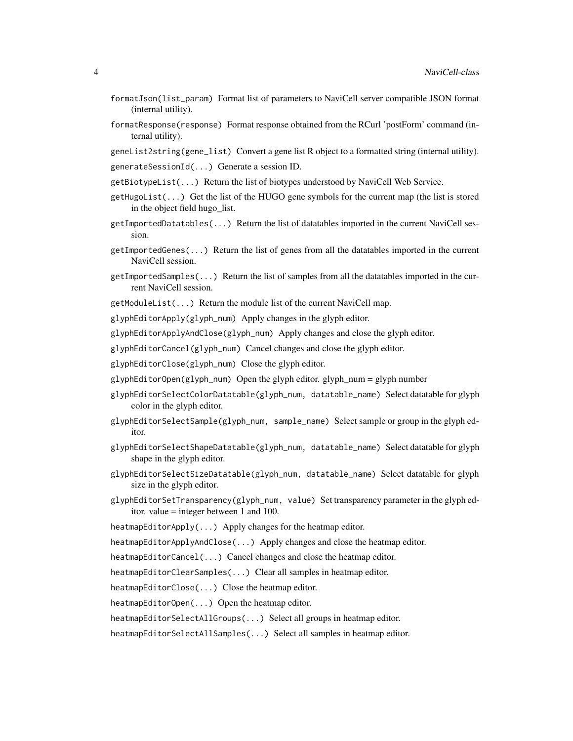`formatJson(list_param)` Format list of parameters to NaviCell server compatible JSON format (internal utility).

`formatResponse(response)` Format response obtained from the RCurl 'postForm' command (internal utility).

`geneList2string(gene_list)` Convert a gene list R object to a formatted string (internal utility).

`generateSessionId(...)` Generate a session ID.

`getBiotypeList(...)` Return the list of biotypes understood by NaviCell Web Service.

`getHugoList(...)` Get the list of the HUGO gene symbols for the current map (the list is stored in the object field hugo_list.

`getImportedDatatables(...)` Return the list of datatables imported in the current NaviCell session.

`getImportedGenes(...)` Return the list of genes from all the datatables imported in the current NaviCell session.

`getImportedSamples(...)` Return the list of samples from all the datatables imported in the current NaviCell session.

`getModuleList(...)` Return the module list of the current NaviCell map.

`glyphEditorApply(glyph_num)` Apply changes in the glyph editor.

`glyphEditorApplyAndClose(glyph_num)` Apply changes and close the glyph editor.

`glyphEditorCancel(glyph_num)` Cancel changes and close the glyph editor.

`glyphEditorClose(glyph_num)` Close the glyph editor.

`glyphEditorOpen(glyph_num)` Open the glyph editor. glyph_num = glyph number

`glyphEditorSelectColorDatatable(glyph_num, datatable_name)` Select datatable for glyph color in the glyph editor.

`glyphEditorSelectSample(glyph_num, sample_name)` Select sample or group in the glyph editor.

`glyphEditorSelectShapeDatatable(glyph_num, datatable_name)` Select datatable for glyph shape in the glyph editor.

`glyphEditorSelectSizeDatatable(glyph_num, datatable_name)` Select datatable for glyph size in the glyph editor.

`glyphEditorSetTransparency(glyph_num, value)` Set transparency parameter in the glyph editor. value = integer between 1 and 100.

`heatmapEditorApply(...)` Apply changes for the heatmap editor.

`heatmapEditorApplyAndClose(...)` Apply changes and close the heatmap editor.

`heatmapEditorCancel(...)` Cancel changes and close the heatmap editor.

`heatmapEditorClearSamples(...)` Clear all samples in heatmap editor.

`heatmapEditorClose(...)` Close the heatmap editor.

`heatmapEditorOpen(...)` Open the heatmap editor.

`heatmapEditorSelectAllGroups(...)` Select all groups in heatmap editor.

`heatmapEditorSelectAllSamples(...)` Select all samples in heatmap editor.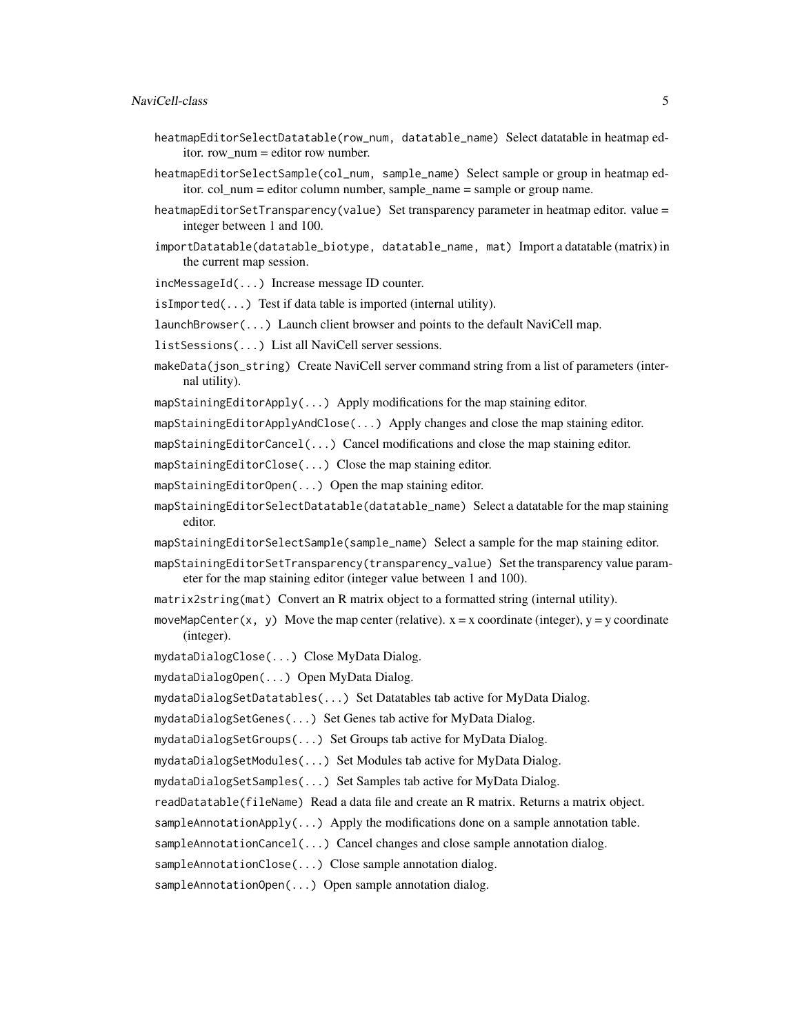`heatmapEditorSelectDatatable(row_num, datatable_name)` Select datatable in heatmap editor. row_num = editor row number.

`heatmapEditorSelectSample(col_num, sample_name)` Select sample or group in heatmap editor. col_num = editor column number, sample_name = sample or group name.

`heatmapEditorSetTransparency(value)` Set transparency parameter in heatmap editor. value = integer between 1 and 100.

`importDatatable(datatable_biotype, datatable_name, mat)` Import a datatable (matrix) in the current map session.

`incMessageId(...)` Increase message ID counter.

`isImported(...)` Test if data table is imported (internal utility).

`launchBrowser(...)` Launch client browser and points to the default NaviCell map.

`listSessions(...)` List all NaviCell server sessions.

`makeData(json_string)` Create NaviCell server command string from a list of parameters (internal utility).

`mapStainingEditorApply(...)` Apply modifications for the map staining editor.

`mapStainingEditorApplyAndClose(...)` Apply changes and close the map staining editor.

`mapStainingEditorCancel(...)` Cancel modifications and close the map staining editor.

`mapStainingEditorClose(...)` Close the map staining editor.

`mapStainingEditorOpen(...)` Open the map staining editor.

`mapStainingEditorSelectDatatable(datatable_name)` Select a datatable for the map staining editor.

`mapStainingEditorSelectSample(sample_name)` Select a sample for the map staining editor.

`mapStainingEditorSetTransparency(transparency_value)` Set the transparency value parameter for the map staining editor (integer value between 1 and 100).

`matrix2string(mat)` Convert an R matrix object to a formatted string (internal utility).

`moveMapCenter(x, y)` Move the map center (relative). x = x coordinate (integer), y = y coordinate (integer).

`mydataDialogClose(...)` Close MyData Dialog.

`mydataDialogOpen(...)` Open MyData Dialog.

`mydataDialogSetDatatables(...)` Set Datatables tab active for MyData Dialog.

`mydataDialogSetGenes(...)` Set Genes tab active for MyData Dialog.

`mydataDialogSetGroups(...)` Set Groups tab active for MyData Dialog.

`mydataDialogSetModules(...)` Set Modules tab active for MyData Dialog.

`mydataDialogSetSamples(...)` Set Samples tab active for MyData Dialog.

`readDatatable(fileName)` Read a data file and create an R matrix. Returns a matrix object.

`sampleAnnotationApply(...)` Apply the modifications done on a sample annotation table.

`sampleAnnotationCancel(...)` Cancel changes and close sample annotation dialog.

`sampleAnnotationClose(...)` Close sample annotation dialog.

`sampleAnnotationOpen(...)` Open sample annotation dialog.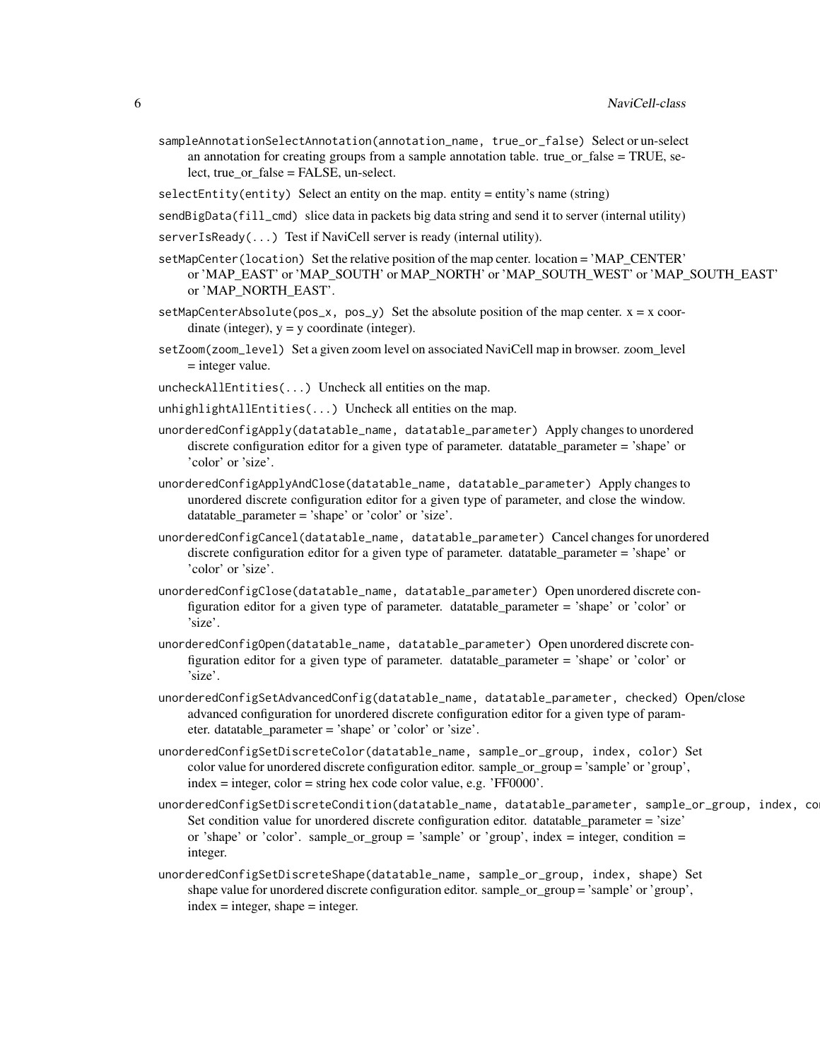`sampleAnnotationSelectAnnotation(annotation_name, true_or_false)` Select or un-select an annotation for creating groups from a sample annotation table. true_or_false = TRUE, select, true_or_false = FALSE, un-select.

`selectEntity(entity)` Select an entity on the map. entity = entity's name (string)

`sendBigData(fill_cmd)` slice data in packets big data string and send it to server (internal utility)

`serverIsReady(...)` Test if NaviCell server is ready (internal utility).

`setMapCenter(location)` Set the relative position of the map center. location = 'MAP_CENTER' or 'MAP_EAST' or 'MAP_SOUTH' or MAP_NORTH' or 'MAP_SOUTH_WEST' or 'MAP_SOUTH_EAST' or 'MAP_NORTH_EAST'.

`setMapCenterAbsolute(pos_x, pos_y)` Set the absolute position of the map center. x = x coordinate (integer), y = y coordinate (integer).

`setZoom(zoom_level)` Set a given zoom level on associated NaviCell map in browser. zoom_level = integer value.

`uncheckAllEntities(...)` Uncheck all entities on the map.

`unhighlightAllEntities(...)` Uncheck all entities on the map.

`unorderedConfigApply(datatable_name, datatable_parameter)` Apply changes to unordered discrete configuration editor for a given type of parameter. datatable_parameter = 'shape' or 'color' or 'size'.

`unorderedConfigApplyAndClose(datatable_name, datatable_parameter)` Apply changes to unordered discrete configuration editor for a given type of parameter, and close the window. datatable_parameter = 'shape' or 'color' or 'size'.

`unorderedConfigCancel(datatable_name, datatable_parameter)` Cancel changes for unordered discrete configuration editor for a given type of parameter. datatable_parameter = 'shape' or 'color' or 'size'.

`unorderedConfigClose(datatable_name, datatable_parameter)` Open unordered discrete configuration editor for a given type of parameter. datatable_parameter = 'shape' or 'color' or 'size'.

`unorderedConfigOpen(datatable_name, datatable_parameter)` Open unordered discrete configuration editor for a given type of parameter. datatable_parameter = 'shape' or 'color' or 'size'.

`unorderedConfigSetAdvancedConfig(datatable_name, datatable_parameter, checked)` Open/close advanced configuration for unordered discrete configuration editor for a given type of parameter. datatable_parameter = 'shape' or 'color' or 'size'.

`unorderedConfigSetDiscreteColor(datatable_name, sample_or_group, index, color)` Set color value for unordered discrete configuration editor. sample_or_group = 'sample' or 'group', index = integer, color = string hex code color value, e.g. 'FF0000'.

`unorderedConfigSetDiscreteCondition(datatable_name, datatable_parameter, sample_or_group, index, co`
Set condition value for unordered discrete configuration editor. datatable_parameter = 'size' or 'shape' or 'color'. sample_or_group = 'sample' or 'group', index = integer, condition = integer.

`unorderedConfigSetDiscreteShape(datatable_name, sample_or_group, index, shape)` Set shape value for unordered discrete configuration editor. sample_or_group = 'sample' or 'group', index = integer, shape = integer.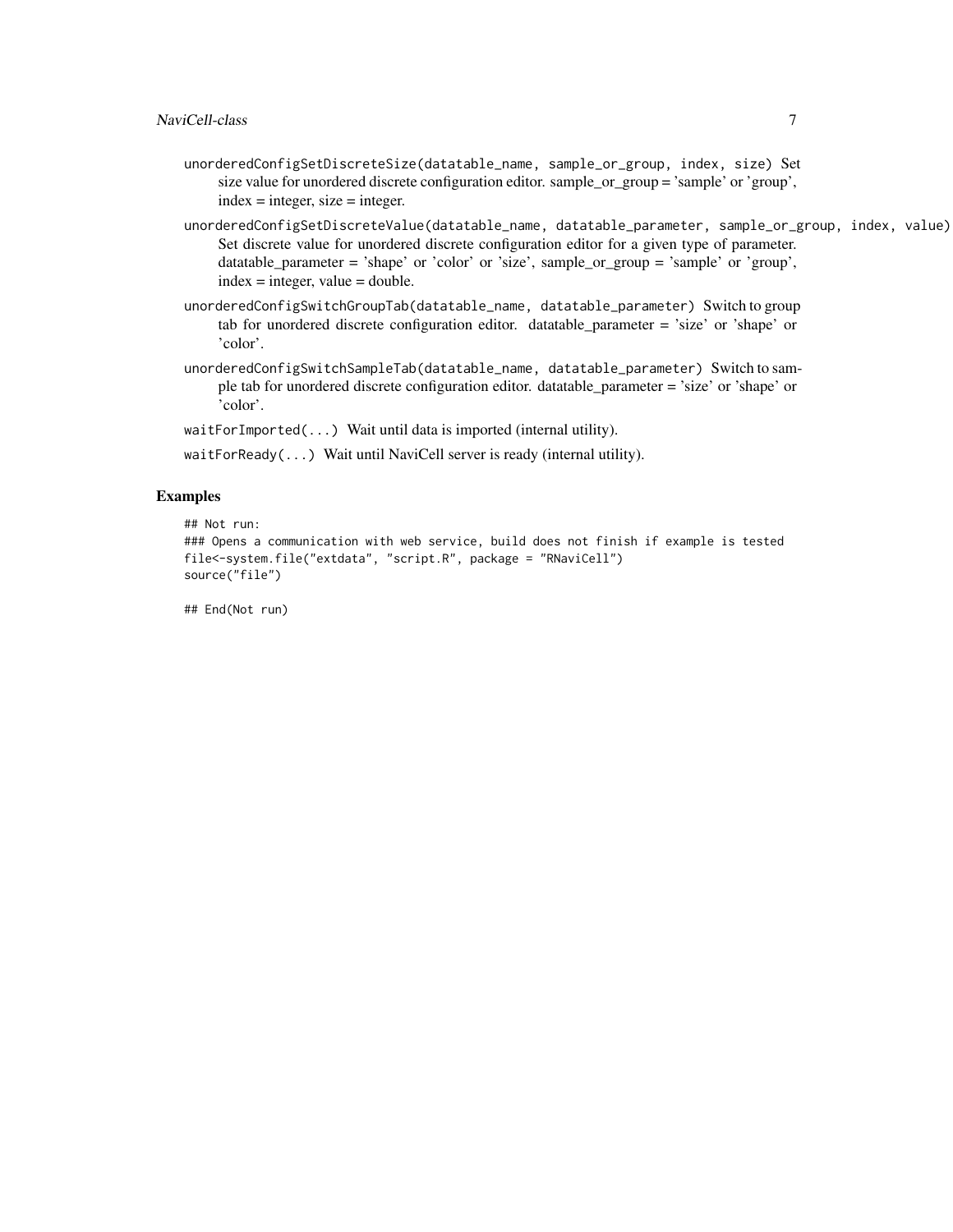`unorderedConfigSetDiscreteSize(datatable_name, sample_or_group, index, size)` Set size value for unordered discrete configuration editor. sample_or_group = 'sample' or 'group', index = integer, size = integer.

`unorderedConfigSetDiscreteValue(datatable_name, datatable_parameter, sample_or_group, index, value)` Set discrete value for unordered discrete configuration editor for a given type of parameter. datatable_parameter = 'shape' or 'color' or 'size', sample_or_group = 'sample' or 'group', index = integer, value = double.

`unorderedConfigSwitchGroupTab(datatable_name, datatable_parameter)` Switch to group tab for unordered discrete configuration editor. datatable_parameter = 'size' or 'shape' or 'color'.

`unorderedConfigSwitchSampleTab(datatable_name, datatable_parameter)` Switch to sample tab for unordered discrete configuration editor. datatable_parameter = 'size' or 'shape' or 'color'.

`waitForImported(...)` Wait until data is imported (internal utility).

`waitForReady(...)` Wait until NaviCell server is ready (internal utility).

## Examples

```
## Not run:
### Opens a communication with web service, build does not finish if example is tested
file<-system.file("extdata", "script.R", package = "RNaviCell")
source("file")

## End(Not run)
```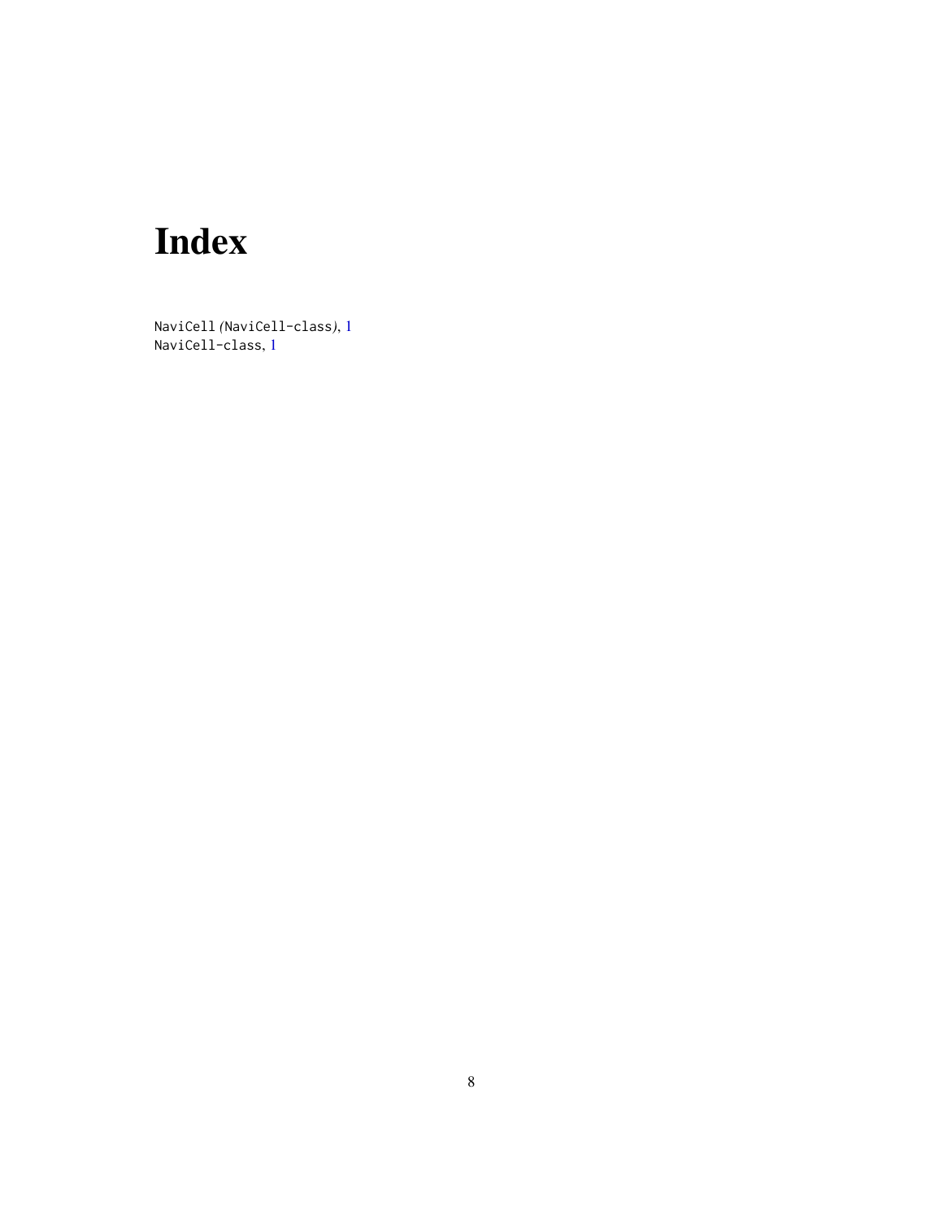# Index

NaviCell (NaviCell-class), 1
NaviCell-class, 1